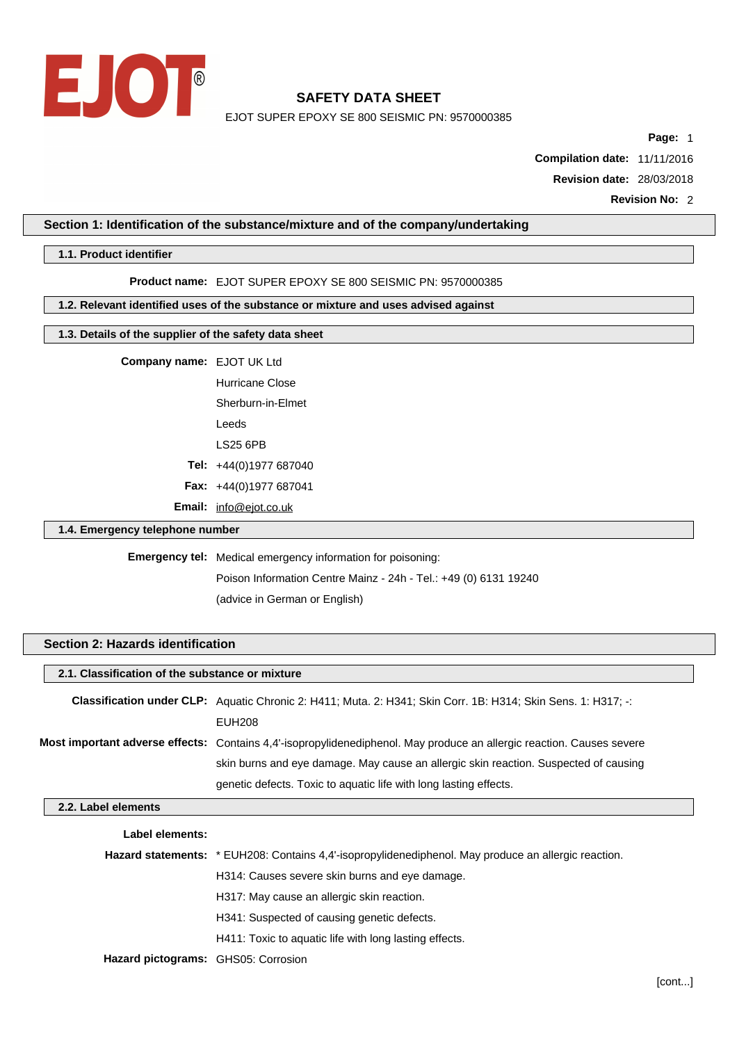EJOT®

# SAFETY DATA SHEET

EJOT SUPER EPOXY SE 800 SEISMIC PN: 9570000385

**Compilation date:** 11/11/2016

**Revision date:** 28/03/2018

**Revision No:** 2

## Section 1: Identification of the substance/mixture and of the company/undertaking

### 1.1. Product identifier

**Product name:** EJOT SUPER EPOXY SE 800 SEISMIC PN: 9570000385

### 1.2. Relevant identified uses of the substance or mixture and uses advised against

### 1.3. Details of the supplier of the safety data sheet

**Company name:** EJOT UK Ltd
Hurricane Close
Sherburn-in-Elmet
Leeds
LS25 6PB

**Tel:** +44(0)1977 687040

**Fax:** +44(0)1977 687041

**Email:** info@ejot.co.uk

### 1.4. Emergency telephone number

**Emergency tel:** Medical emergency information for poisoning:
Poison Information Centre Mainz - 24h - Tel.: +49 (0) 6131 19240
(advice in German or English)

## Section 2: Hazards identification

### 2.1. Classification of the substance or mixture

**Classification under CLP:** Aquatic Chronic 2: H411; Muta. 2: H341; Skin Corr. 1B: H314; Skin Sens. 1: H317; -: EUH208

**Most important adverse effects:** Contains 4,4'-isopropylidenediphenol. May produce an allergic reaction. Causes severe skin burns and eye damage. May cause an allergic skin reaction. Suspected of causing genetic defects. Toxic to aquatic life with long lasting effects.

### 2.2. Label elements

**Label elements:**

**Hazard statements:** * EUH208: Contains 4,4'-isopropylidenediphenol. May produce an allergic reaction.
H314: Causes severe skin burns and eye damage.
H317: May cause an allergic skin reaction.
H341: Suspected of causing genetic defects.
H411: Toxic to aquatic life with long lasting effects.

**Hazard pictograms:** GHS05: Corrosion

[cont...]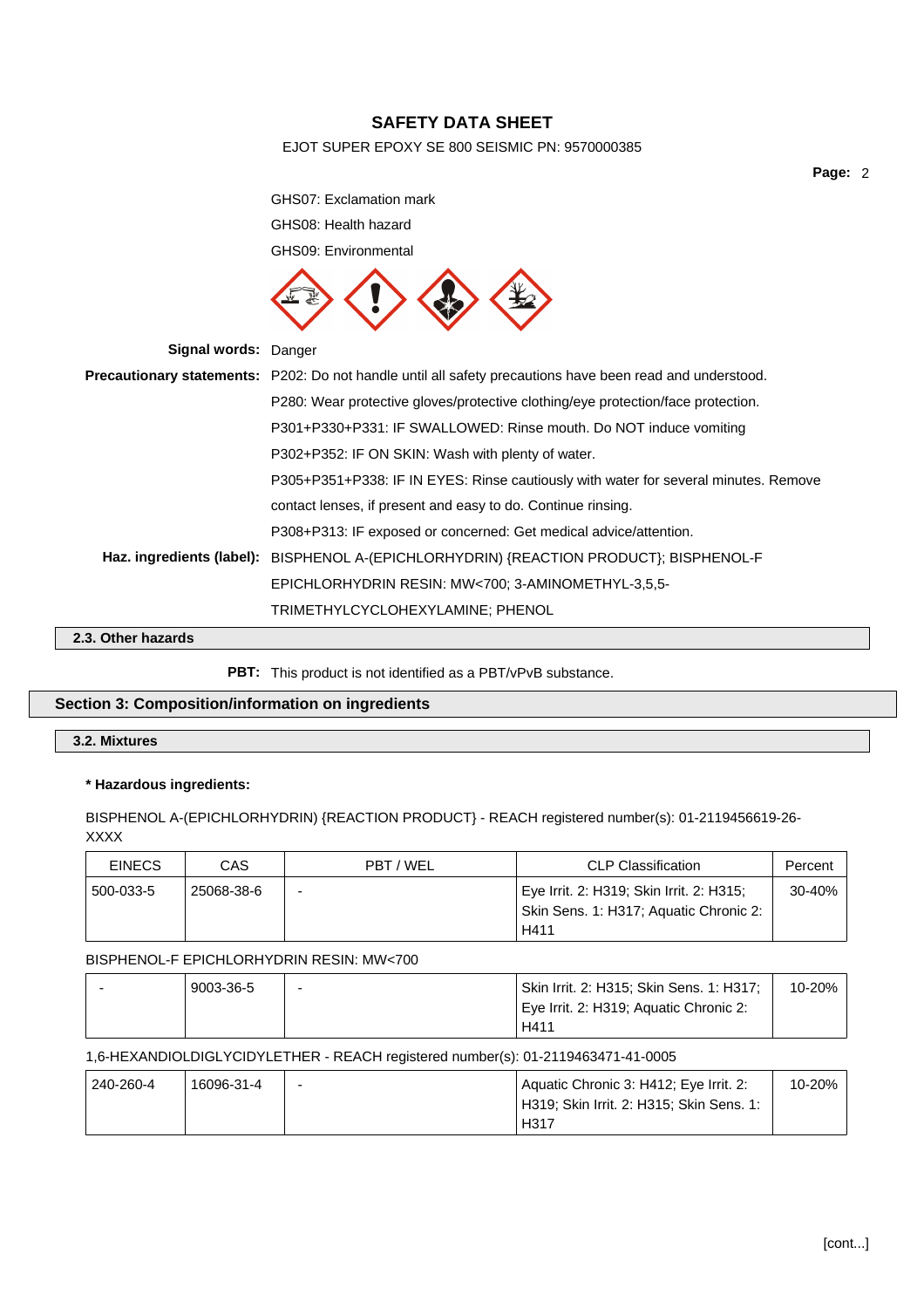GHS07: Exclamation mark

GHS08: Health hazard

GHS09: Environmental

**Signal words:** Danger

**Precautionary statements:** P202: Do not handle until all safety precautions have been read and understood.

P280: Wear protective gloves/protective clothing/eye protection/face protection.

P301+P330+P331: IF SWALLOWED: Rinse mouth. Do NOT induce vomiting

P302+P352: IF ON SKIN: Wash with plenty of water.

P305+P351+P338: IF IN EYES: Rinse cautiously with water for several minutes. Remove contact lenses, if present and easy to do. Continue rinsing.

P308+P313: IF exposed or concerned: Get medical advice/attention.

**Haz. ingredients (label):** BISPHENOL A-(EPICHLORHYDRIN) {REACTION PRODUCT}; BISPHENOL-F EPICHLORHYDRIN RESIN: MW<700; 3-AMINOMETHYL-3,5,5-TRIMETHYLCYCLOHEXYLAMINE; PHENOL

### 2.3. Other hazards

**PBT:** This product is not identified as a PBT/vPvB substance.

## Section 3: Composition/information on ingredients

### 3.2. Mixtures

**\* Hazardous ingredients:**

BISPHENOL A-(EPICHLORHYDRIN) {REACTION PRODUCT} - REACH registered number(s): 01-2119456619-26-XXXX

| EINECS | CAS | PBT / WEL | CLP Classification | Percent |
|---|---|---|---|---|
| 500-033-5 | 25068-38-6 | - | Eye Irrit. 2: H319; Skin Irrit. 2: H315; Skin Sens. 1: H317; Aquatic Chronic 2: H411 | 30-40% |

BISPHENOL-F EPICHLORHYDRIN RESIN: MW<700

| EINECS | CAS | PBT / WEL | CLP Classification | Percent |
|---|---|---|---|---|
| - | 9003-36-5 | - | Skin Irrit. 2: H315; Skin Sens. 1: H317; Eye Irrit. 2: H319; Aquatic Chronic 2: H411 | 10-20% |

1,6-HEXANDIOLDIGLYCIDYLETHER - REACH registered number(s): 01-2119463471-41-0005

| EINECS | CAS | PBT / WEL | CLP Classification | Percent |
|---|---|---|---|---|
| 240-260-4 | 16096-31-4 | - | Aquatic Chronic 3: H412; Eye Irrit. 2: H319; Skin Irrit. 2: H315; Skin Sens. 1: H317 | 10-20% |

[cont...]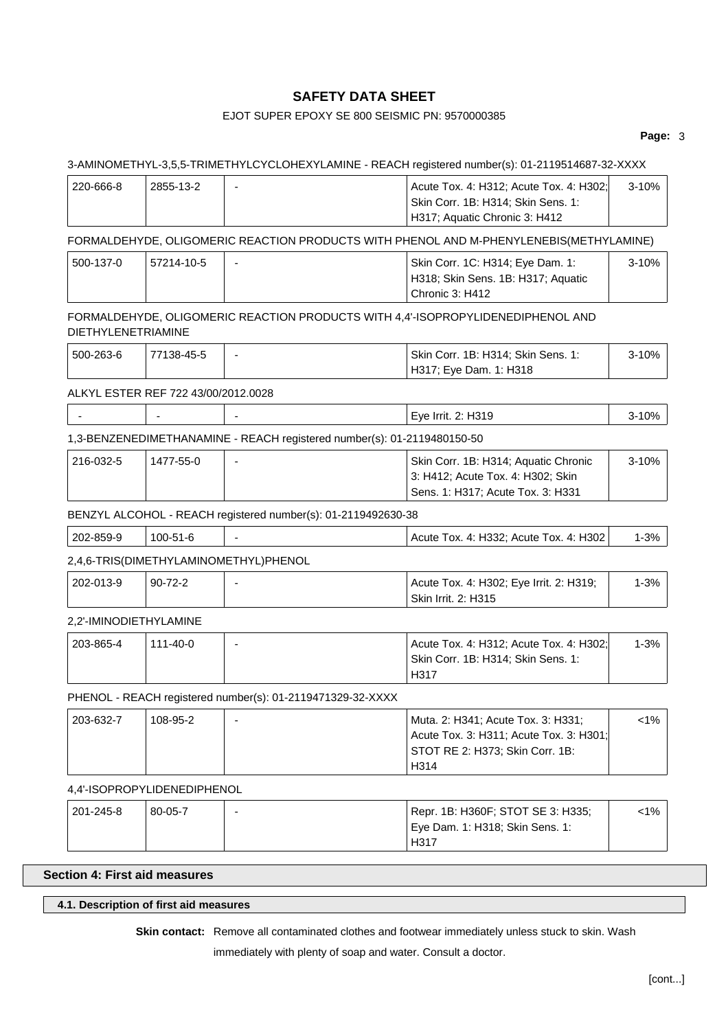3-AMINOMETHYL-3,5,5-TRIMETHYLCYCLOHEXYLAMINE - REACH registered number(s): 01-2119514687-32-XXXX

| 220-666-8 | 2855-13-2 | - | Acute Tox. 4: H312; Acute Tox. 4: H302; Skin Corr. 1B: H314; Skin Sens. 1: H317; Aquatic Chronic 3: H412 | 3-10% |
|---|---|---|---|---|

FORMALDEHYDE, OLIGOMERIC REACTION PRODUCTS WITH PHENOL AND M-PHENYLENEBIS(METHYLAMINE)

| 500-137-0 | 57214-10-5 | - | Skin Corr. 1C: H314; Eye Dam. 1: H318; Skin Sens. 1B: H317; Aquatic Chronic 3: H412 | 3-10% |
|---|---|---|---|---|

FORMALDEHYDE, OLIGOMERIC REACTION PRODUCTS WITH 4,4'-ISOPROPYLIDENEDIPHENOL AND DIETHYLENETRIAMINE

| 500-263-6 | 77138-45-5 | - | Skin Corr. 1B: H314; Skin Sens. 1: H317; Eye Dam. 1: H318 | 3-10% |
|---|---|---|---|---|

ALKYL ESTER REF 722 43/00/2012.0028

| - | - | - | Eye Irrit. 2: H319 | 3-10% |
|---|---|---|---|---|

1,3-BENZENEDIMETHANAMINE - REACH registered number(s): 01-2119480150-50

| 216-032-5 | 1477-55-0 | - | Skin Corr. 1B: H314; Aquatic Chronic 3: H412; Acute Tox. 4: H302; Skin Sens. 1: H317; Acute Tox. 3: H331 | 3-10% |
|---|---|---|---|---|

BENZYL ALCOHOL - REACH registered number(s): 01-2119492630-38

| 202-859-9 | 100-51-6 | - | Acute Tox. 4: H332; Acute Tox. 4: H302 | 1-3% |
|---|---|---|---|---|

2,4,6-TRIS(DIMETHYLAMINOMETHYL)PHENOL

| 202-013-9 | 90-72-2 | - | Acute Tox. 4: H302; Eye Irrit. 2: H319; Skin Irrit. 2: H315 | 1-3% |
|---|---|---|---|---|

2,2'-IMINODIETHYLAMINE

| 203-865-4 | 111-40-0 | - | Acute Tox. 4: H312; Acute Tox. 4: H302; Skin Corr. 1B: H314; Skin Sens. 1: H317 | 1-3% |
|---|---|---|---|---|

PHENOL - REACH registered number(s): 01-2119471329-32-XXXX

| 203-632-7 | 108-95-2 | - | Muta. 2: H341; Acute Tox. 3: H331; Acute Tox. 3: H311; Acute Tox. 3: H301; STOT RE 2: H373; Skin Corr. 1B: H314 | <1% |
|---|---|---|---|---|

4,4'-ISOPROPYLIDENEDIPHENOL

| 201-245-8 | 80-05-7 | - | Repr. 1B: H360F; STOT SE 3: H335; Eye Dam. 1: H318; Skin Sens. 1: H317 | <1% |
|---|---|---|---|---|

## Section 4: First aid measures

### 4.1. Description of first aid measures

**Skin contact:** Remove all contaminated clothes and footwear immediately unless stuck to skin. Wash immediately with plenty of soap and water. Consult a doctor.

[cont...]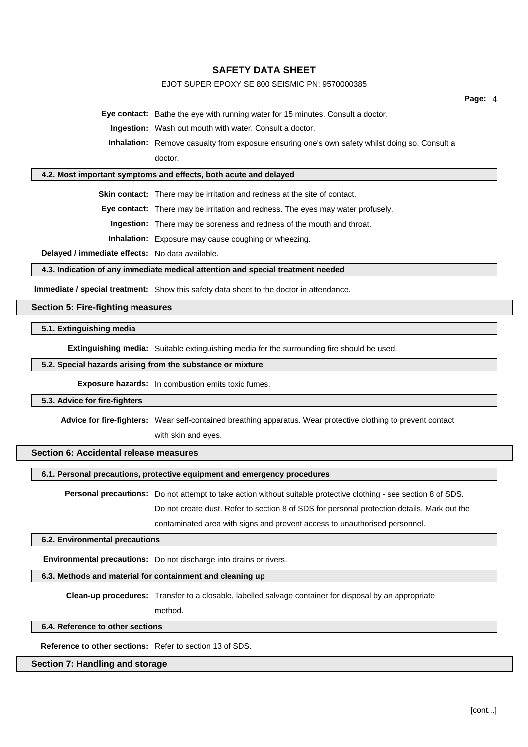**Eye contact:** Bathe the eye with running water for 15 minutes. Consult a doctor.

**Ingestion:** Wash out mouth with water. Consult a doctor.

**Inhalation:** Remove casualty from exposure ensuring one's own safety whilst doing so. Consult a doctor.

### 4.2. Most important symptoms and effects, both acute and delayed

**Skin contact:** There may be irritation and redness at the site of contact.

**Eye contact:** There may be irritation and redness. The eyes may water profusely.

**Ingestion:** There may be soreness and redness of the mouth and throat.

**Inhalation:** Exposure may cause coughing or wheezing.

**Delayed / immediate effects:** No data available.

### 4.3. Indication of any immediate medical attention and special treatment needed

**Immediate / special treatment:** Show this safety data sheet to the doctor in attendance.

## Section 5: Fire-fighting measures

### 5.1. Extinguishing media

**Extinguishing media:** Suitable extinguishing media for the surrounding fire should be used.

### 5.2. Special hazards arising from the substance or mixture

**Exposure hazards:** In combustion emits toxic fumes.

### 5.3. Advice for fire-fighters

**Advice for fire-fighters:** Wear self-contained breathing apparatus. Wear protective clothing to prevent contact with skin and eyes.

## Section 6: Accidental release measures

### 6.1. Personal precautions, protective equipment and emergency procedures

**Personal precautions:** Do not attempt to take action without suitable protective clothing - see section 8 of SDS. Do not create dust. Refer to section 8 of SDS for personal protection details. Mark out the contaminated area with signs and prevent access to unauthorised personnel.

### 6.2. Environmental precautions

**Environmental precautions:** Do not discharge into drains or rivers.

### 6.3. Methods and material for containment and cleaning up

**Clean-up procedures:** Transfer to a closable, labelled salvage container for disposal by an appropriate method.

### 6.4. Reference to other sections

**Reference to other sections:** Refer to section 13 of SDS.

## Section 7: Handling and storage

[cont...]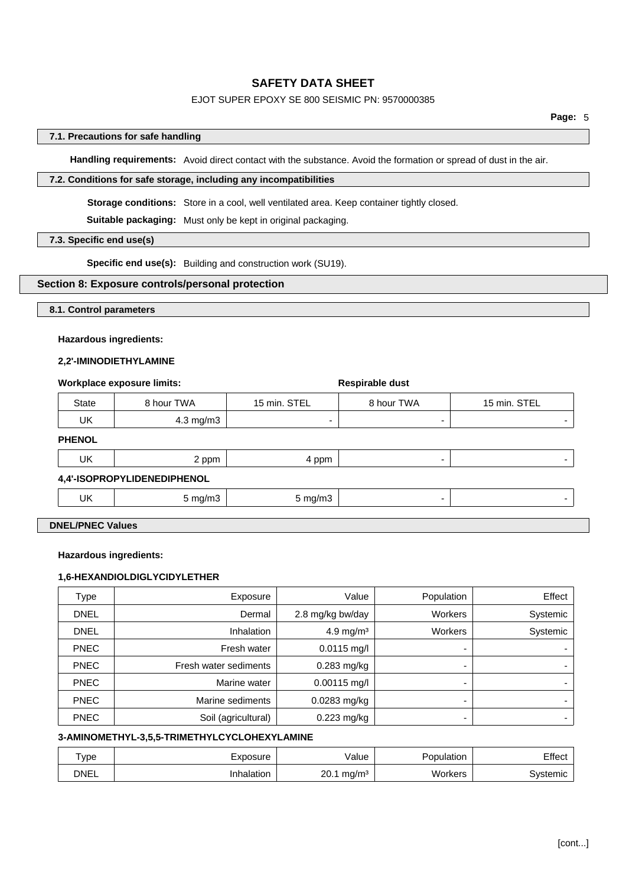#### 7.1. Precautions for safe handling

**Handling requirements:** Avoid direct contact with the substance. Avoid the formation or spread of dust in the air.

#### 7.2. Conditions for safe storage, including any incompatibilities

**Storage conditions:** Store in a cool, well ventilated area. Keep container tightly closed.

**Suitable packaging:** Must only be kept in original packaging.

#### 7.3. Specific end use(s)

**Specific end use(s):** Building and construction work (SU19).

## Section 8: Exposure controls/personal protection

#### 8.1. Control parameters

**Hazardous ingredients:**

**2,2'-IMINODIETHYLAMINE**

| Workplace exposure limits: | | | Respirable dust | |
|---|---|---|---|---|
| State | 8 hour TWA | 15 min. STEL | 8 hour TWA | 15 min. STEL |
| UK | 4.3 mg/m3 | - | - | - |
| **PHENOL** | | | | |
| UK | 2 ppm | 4 ppm | - | - |
| **4,4'-ISOPROPYLIDENEDIPHENOL** | | | | |
| UK | 5 mg/m3 | 5 mg/m3 | - | - |

#### DNEL/PNEC Values

**Hazardous ingredients:**

**1,6-HEXANDIOLDIGLYCIDYLETHER**

| Type | Exposure | Value | Population | Effect |
|---|---|---|---|---|
| DNEL | Dermal | 2.8 mg/kg bw/day | Workers | Systemic |
| DNEL | Inhalation | 4.9 mg/m³ | Workers | Systemic |
| PNEC | Fresh water | 0.0115 mg/l | - | - |
| PNEC | Fresh water sediments | 0.283 mg/kg | - | - |
| PNEC | Marine water | 0.00115 mg/l | - | - |
| PNEC | Marine sediments | 0.0283 mg/kg | - | - |
| PNEC | Soil (agricultural) | 0.223 mg/kg | - | - |

**3-AMINOMETHYL-3,5,5-TRIMETHYLCYCLOHEXYLAMINE**

| Type | Exposure | Value | Population | Effect |
|---|---|---|---|---|
| DNEL | Inhalation | 20.1 mg/m³ | Workers | Systemic |

[cont...]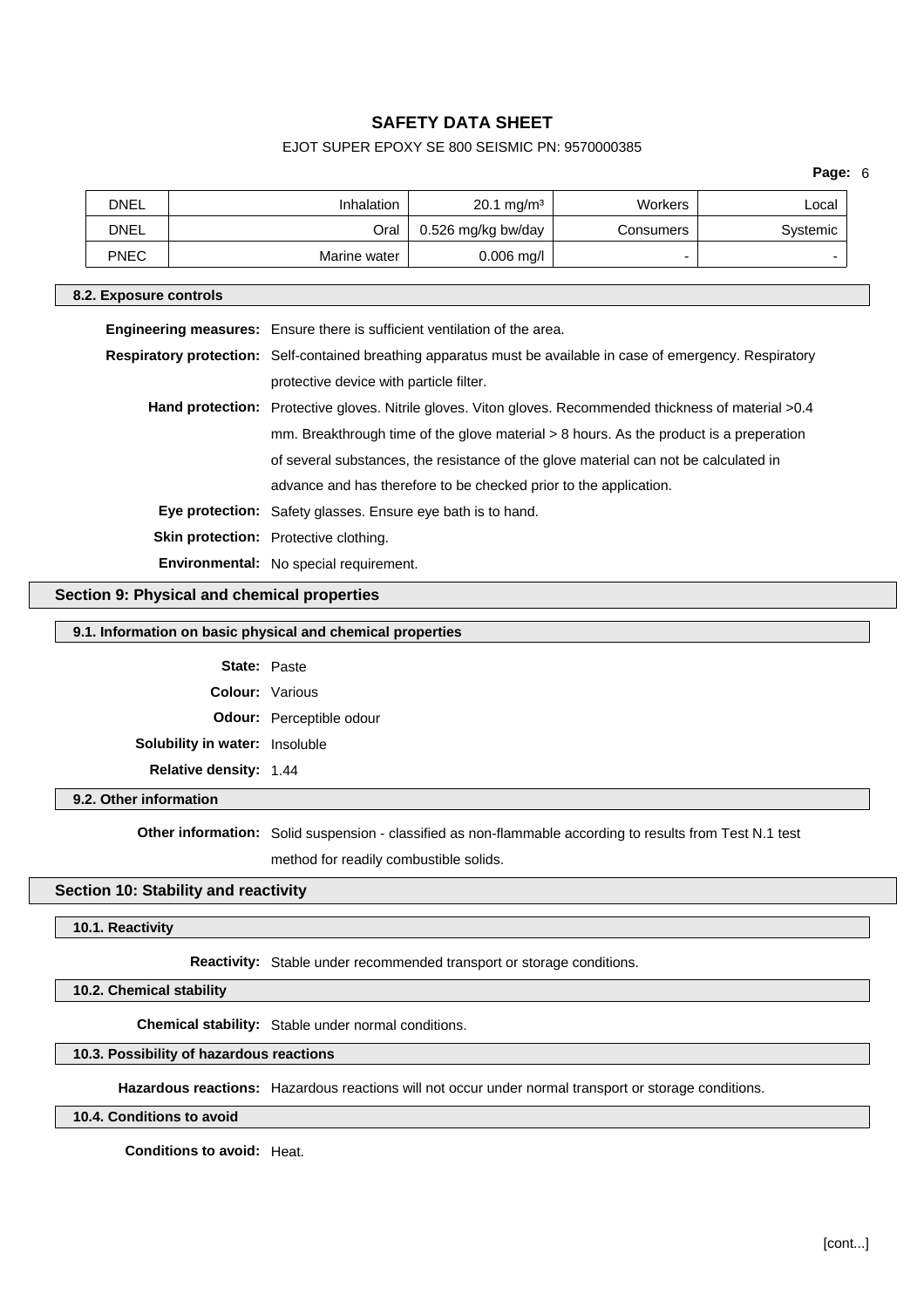| DNEL | Inhalation | 20.1 mg/m³ | Workers | Local |
|---|---|---|---|---|
| DNEL | Oral | 0.526 mg/kg bw/day | Consumers | Systemic |
| PNEC | Marine water | 0.006 mg/l | - | - |

### 8.2. Exposure controls

**Engineering measures:** Ensure there is sufficient ventilation of the area.

**Respiratory protection:** Self-contained breathing apparatus must be available in case of emergency. Respiratory protective device with particle filter.

**Hand protection:** Protective gloves. Nitrile gloves. Viton gloves. Recommended thickness of material >0.4 mm. Breakthrough time of the glove material > 8 hours. As the product is a preperation of several substances, the resistance of the glove material can not be calculated in advance and has therefore to be checked prior to the application.

**Eye protection:** Safety glasses. Ensure eye bath is to hand.

**Skin protection:** Protective clothing.

**Environmental:** No special requirement.

## Section 9: Physical and chemical properties

### 9.1. Information on basic physical and chemical properties

**State:** Paste

**Colour:** Various

**Odour:** Perceptible odour

**Solubility in water:** Insoluble

**Relative density:** 1.44

### 9.2. Other information

**Other information:** Solid suspension - classified as non-flammable according to results from Test N.1 test method for readily combustible solids.

## Section 10: Stability and reactivity

### 10.1. Reactivity

**Reactivity:** Stable under recommended transport or storage conditions.

### 10.2. Chemical stability

**Chemical stability:** Stable under normal conditions.

### 10.3. Possibility of hazardous reactions

**Hazardous reactions:** Hazardous reactions will not occur under normal transport or storage conditions.

### 10.4. Conditions to avoid

**Conditions to avoid:** Heat.

[cont...]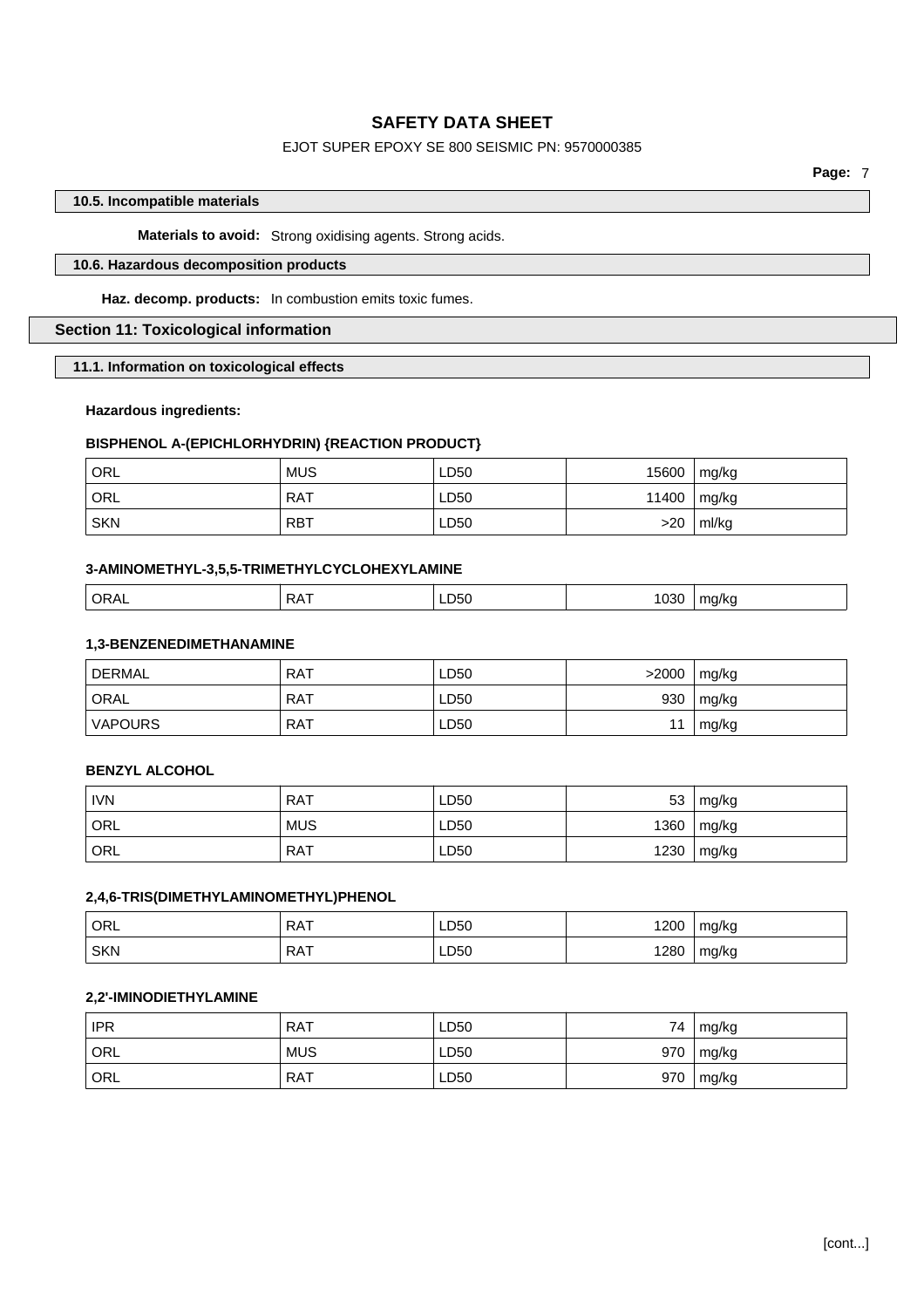### 10.5. Incompatible materials

**Materials to avoid:** Strong oxidising agents. Strong acids.

### 10.6. Hazardous decomposition products

**Haz. decomp. products:** In combustion emits toxic fumes.

## Section 11: Toxicological information

### 11.1. Information on toxicological effects

**Hazardous ingredients:**

**BISPHENOL A-(EPICHLORHYDRIN) {REACTION PRODUCT}**

| | | | | |
|---|---|---|---|---|
| ORL | MUS | LD50 | 15600 | mg/kg |
| ORL | RAT | LD50 | 11400 | mg/kg |
| SKN | RBT | LD50 | >20 | ml/kg |

**3-AMINOMETHYL-3,5,5-TRIMETHYLCYCLOHEXYLAMINE**

| | | | | |
|---|---|---|---|---|
| ORAL | RAT | LD50 | 1030 | mg/kg |

**1,3-BENZENEDIMETHANAMINE**

| | | | | |
|---|---|---|---|---|
| DERMAL | RAT | LD50 | >2000 | mg/kg |
| ORAL | RAT | LD50 | 930 | mg/kg |
| VAPOURS | RAT | LD50 | 11 | mg/kg |

**BENZYL ALCOHOL**

| | | | | |
|---|---|---|---|---|
| IVN | RAT | LD50 | 53 | mg/kg |
| ORL | MUS | LD50 | 1360 | mg/kg |
| ORL | RAT | LD50 | 1230 | mg/kg |

**2,4,6-TRIS(DIMETHYLAMINOMETHYL)PHENOL**

| | | | | |
|---|---|---|---|---|
| ORL | RAT | LD50 | 1200 | mg/kg |
| SKN | RAT | LD50 | 1280 | mg/kg |

**2,2'-IMINODIETHYLAMINE**

| | | | | |
|---|---|---|---|---|
| IPR | RAT | LD50 | 74 | mg/kg |
| ORL | MUS | LD50 | 970 | mg/kg |
| ORL | RAT | LD50 | 970 | mg/kg |

[cont...]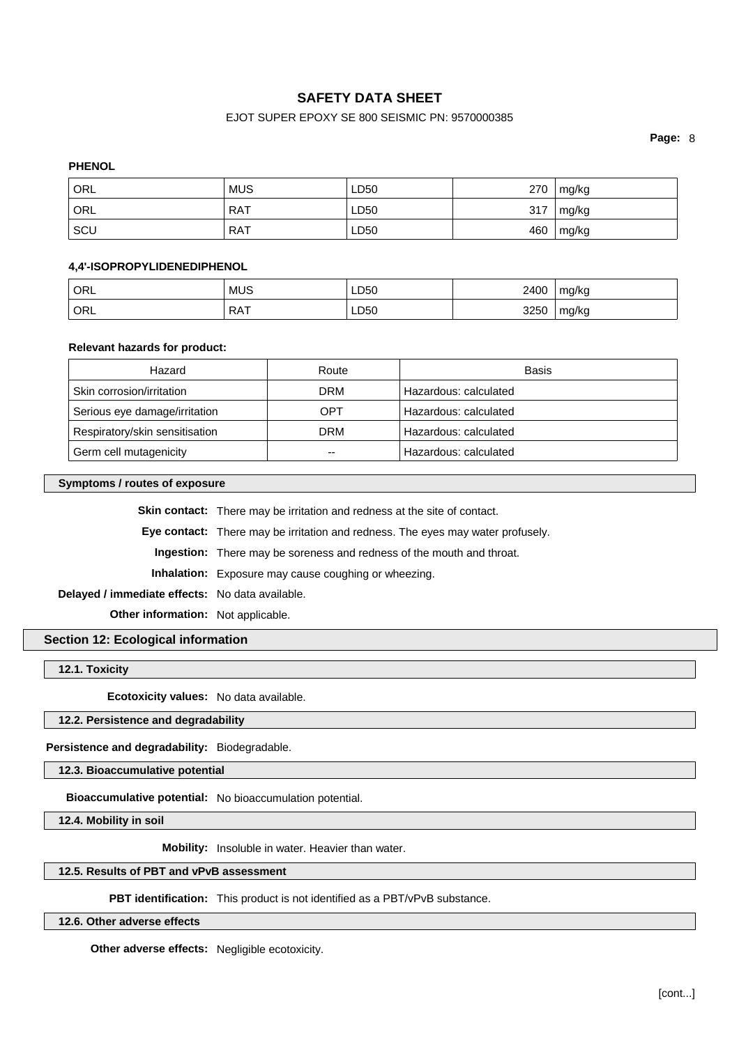**PHENOL**

| ORL | MUS | LD50 | 270 | mg/kg |
|---|---|---|---|---|
| ORL | RAT | LD50 | 317 | mg/kg |
| SCU | RAT | LD50 | 460 | mg/kg |

**4,4'-ISOPROPYLIDENEDIPHENOL**

| ORL | MUS | LD50 | 2400 | mg/kg |
|---|---|---|---|---|
| ORL | RAT | LD50 | 3250 | mg/kg |

**Relevant hazards for product:**

| Hazard | Route | Basis |
|---|---|---|
| Skin corrosion/irritation | DRM | Hazardous: calculated |
| Serious eye damage/irritation | OPT | Hazardous: calculated |
| Respiratory/skin sensitisation | DRM | Hazardous: calculated |
| Germ cell mutagenicity | -- | Hazardous: calculated |

### Symptoms / routes of exposure

**Skin contact:** There may be irritation and redness at the site of contact.

**Eye contact:** There may be irritation and redness. The eyes may water profusely.

**Ingestion:** There may be soreness and redness of the mouth and throat.

**Inhalation:** Exposure may cause coughing or wheezing.

**Delayed / immediate effects:** No data available.

**Other information:** Not applicable.

## Section 12: Ecological information

### 12.1. Toxicity

**Ecotoxicity values:** No data available.

### 12.2. Persistence and degradability

**Persistence and degradability:** Biodegradable.

### 12.3. Bioaccumulative potential

**Bioaccumulative potential:** No bioaccumulation potential.

### 12.4. Mobility in soil

**Mobility:** Insoluble in water. Heavier than water.

### 12.5. Results of PBT and vPvB assessment

**PBT identification:** This product is not identified as a PBT/vPvB substance.

### 12.6. Other adverse effects

**Other adverse effects:** Negligible ecotoxicity.

[cont...]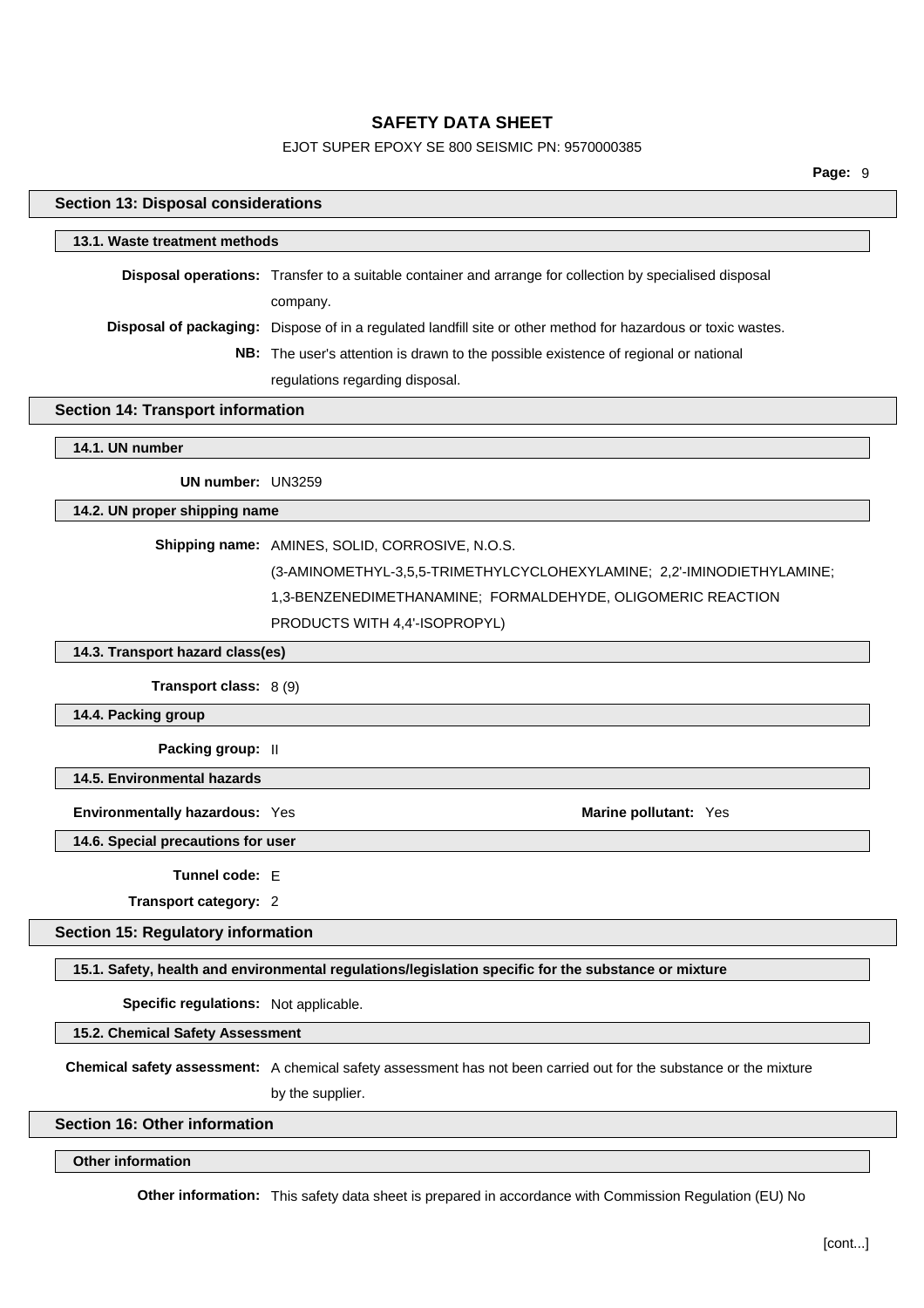## Section 13: Disposal considerations

### 13.1. Waste treatment methods

**Disposal operations:** Transfer to a suitable container and arrange for collection by specialised disposal company.

**Disposal of packaging:** Dispose of in a regulated landfill site or other method for hazardous or toxic wastes.

**NB:** The user's attention is drawn to the possible existence of regional or national regulations regarding disposal.

## Section 14: Transport information

### 14.1. UN number

**UN number:** UN3259

### 14.2. UN proper shipping name

**Shipping name:** AMINES, SOLID, CORROSIVE, N.O.S. (3-AMINOMETHYL-3,5,5-TRIMETHYLCYCLOHEXYLAMINE; 2,2'-IMINODIETHYLAMINE; 1,3-BENZENEDIMETHANAMINE; FORMALDEHYDE, OLIGOMERIC REACTION PRODUCTS WITH 4,4'-ISOPROPYL)

### 14.3. Transport hazard class(es)

**Transport class:** 8 (9)

### 14.4. Packing group

**Packing group:** II

### 14.5. Environmental hazards

**Environmentally hazardous:** Yes

**Marine pollutant:** Yes

### 14.6. Special precautions for user

**Tunnel code:** E

**Transport category:** 2

## Section 15: Regulatory information

### 15.1. Safety, health and environmental regulations/legislation specific for the substance or mixture

**Specific regulations:** Not applicable.

### 15.2. Chemical Safety Assessment

**Chemical safety assessment:** A chemical safety assessment has not been carried out for the substance or the mixture by the supplier.

## Section 16: Other information

### Other information

**Other information:** This safety data sheet is prepared in accordance with Commission Regulation (EU) No

[cont...]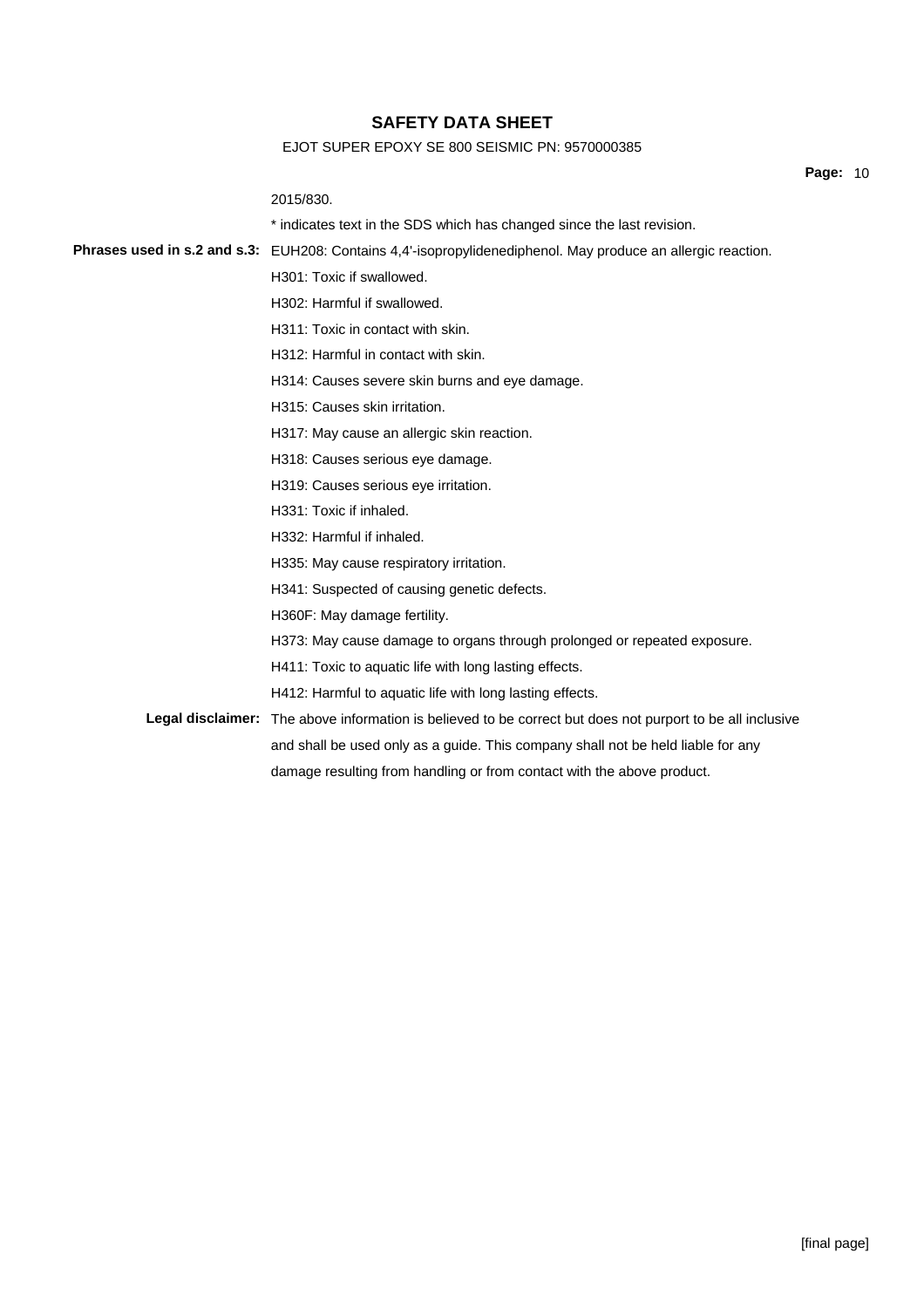2015/830.

* indicates text in the SDS which has changed since the last revision.

**Phrases used in s.2 and s.3:** EUH208: Contains 4,4'-isopropylidenediphenol. May produce an allergic reaction.

H301: Toxic if swallowed.

H302: Harmful if swallowed.

H311: Toxic in contact with skin.

H312: Harmful in contact with skin.

H314: Causes severe skin burns and eye damage.

H315: Causes skin irritation.

H317: May cause an allergic skin reaction.

H318: Causes serious eye damage.

H319: Causes serious eye irritation.

H331: Toxic if inhaled.

H332: Harmful if inhaled.

H335: May cause respiratory irritation.

H341: Suspected of causing genetic defects.

H360F: May damage fertility.

H373: May cause damage to organs through prolonged or repeated exposure.

H411: Toxic to aquatic life with long lasting effects.

H412: Harmful to aquatic life with long lasting effects.

**Legal disclaimer:** The above information is believed to be correct but does not purport to be all inclusive and shall be used only as a guide. This company shall not be held liable for any damage resulting from handling or from contact with the above product.